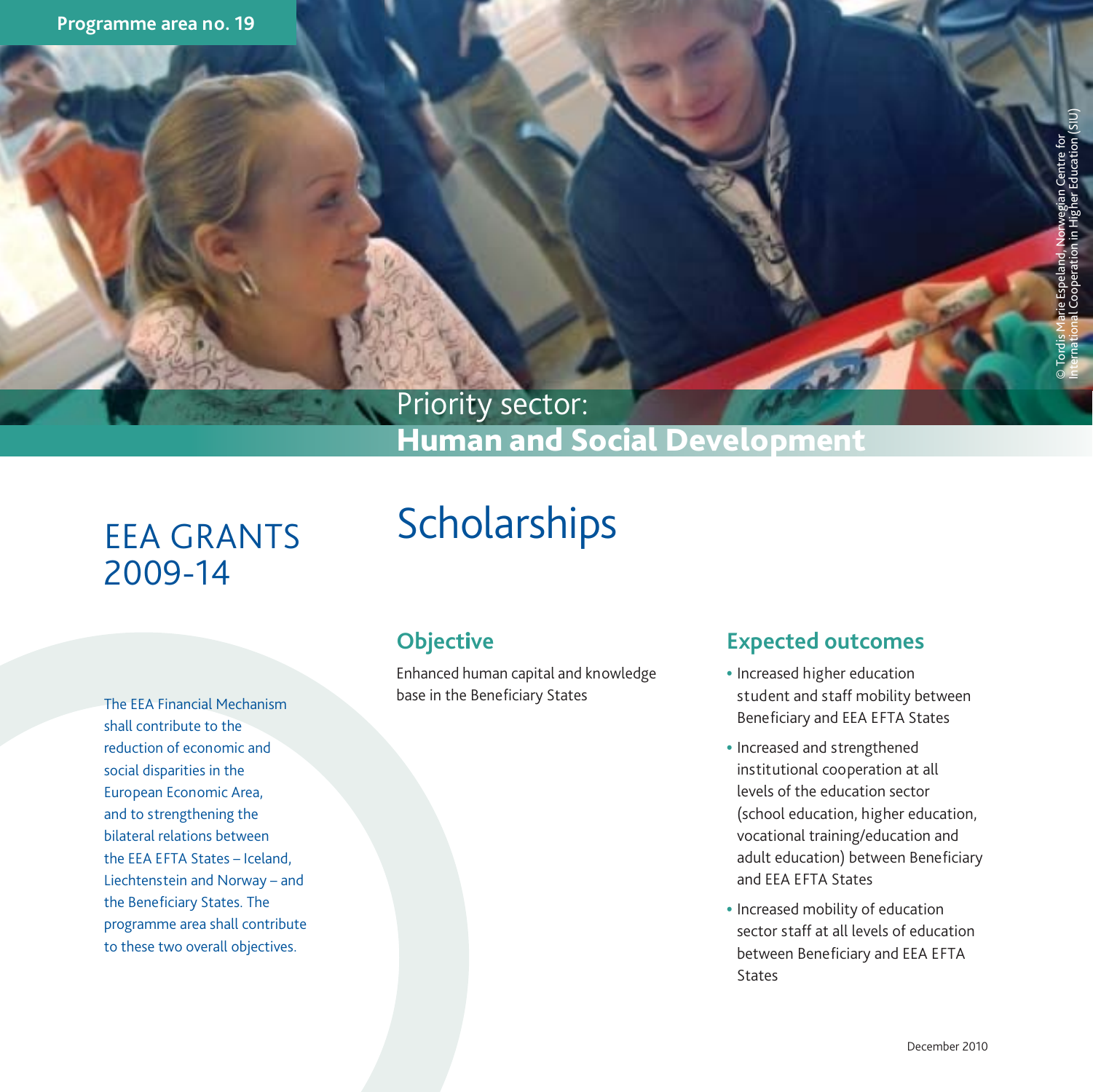Programme area no. 19

© Tordis Marie Espeland, Norwegian Centre for International Cooperation in Higher Education (SIU)

Priority sector:
**Human and Social Development**

# EEA GRANTS 2009-14

# Scholarships

The EEA Financial Mechanism shall contribute to the reduction of economic and social disparities in the European Economic Area, and to strengthening the bilateral relations between the EEA EFTA States – Iceland, Liechtenstein and Norway – and the Beneficiary States. The programme area shall contribute to these two overall objectives.

## Objective

Enhanced human capital and knowledge base in the Beneficiary States

## Expected outcomes

- Increased higher education student and staff mobility between Beneficiary and EEA EFTA States
- Increased and strengthened institutional cooperation at all levels of the education sector (school education, higher education, vocational training/education and adult education) between Beneficiary and EEA EFTA States
- Increased mobility of education sector staff at all levels of education between Beneficiary and EEA EFTA States

December 2010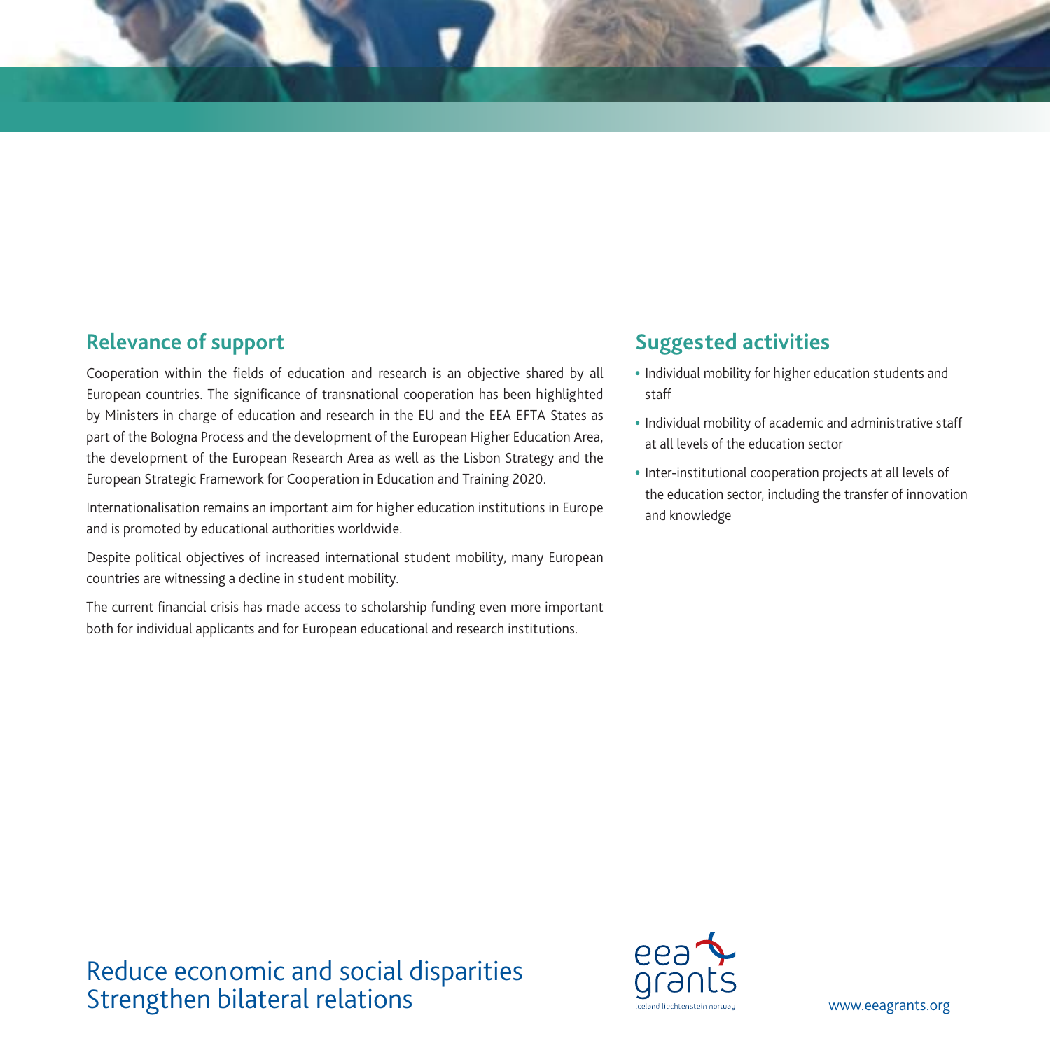## Relevance of support

Cooperation within the fields of education and research is an objective shared by all European countries. The significance of transnational cooperation has been highlighted by Ministers in charge of education and research in the EU and the EEA EFTA States as part of the Bologna Process and the development of the European Higher Education Area, the development of the European Research Area as well as the Lisbon Strategy and the European Strategic Framework for Cooperation in Education and Training 2020.

Internationalisation remains an important aim for higher education institutions in Europe and is promoted by educational authorities worldwide.

Despite political objectives of increased international student mobility, many European countries are witnessing a decline in student mobility.

The current financial crisis has made access to scholarship funding even more important both for individual applicants and for European educational and research institutions.

## Suggested activities

- Individual mobility for higher education students and staff
- Individual mobility of academic and administrative staff at all levels of the education sector
- Inter-institutional cooperation projects at all levels of the education sector, including the transfer of innovation and knowledge

Reduce economic and social disparities
Strengthen bilateral relations

eea grants
iceland liechtenstein norway

www.eeagrants.org